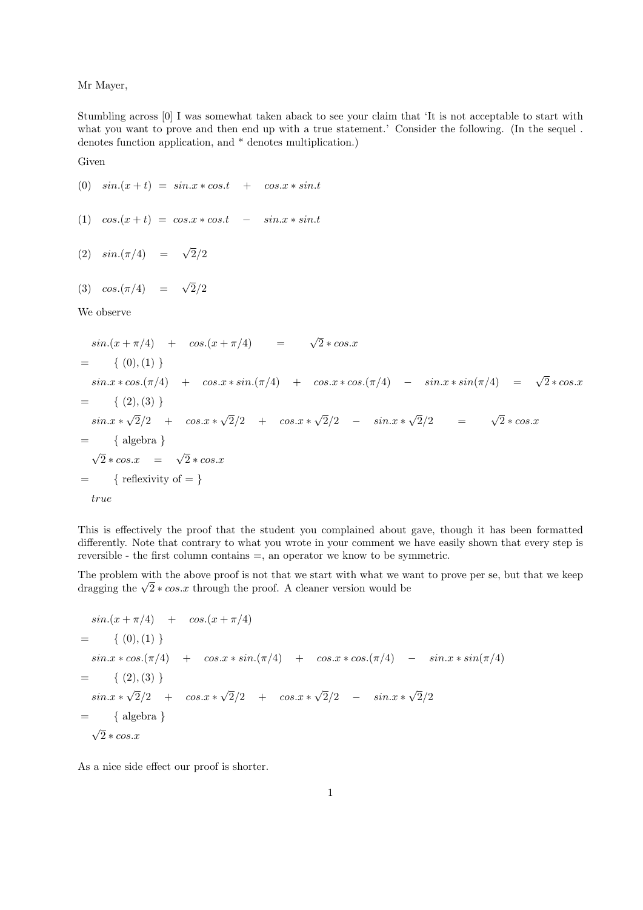Mr Mayer,

Stumbling across [0] I was somewhat taken aback to see your claim that 'It is not acceptable to start with what you want to prove and then end up with a true statement.' Consider the following. (In the sequel . denotes function application, and * denotes multiplication.)

Given

(0) $sin.(x+t) \;=\; sin.x * cos.t \;\;+\;\; cos.x * sin.t$

(1) $cos.(x+t) \;=\; cos.x * cos.t \;\;-\;\; sin.x * sin.t$

(2) $sin.(\pi/4) \;=\; \sqrt{2}/2$

(3) $cos.(\pi/4) \;=\; \sqrt{2}/2$

We observe

$$
\begin{array}{ll}
 & sin.(x+\pi/4) \;+\; cos.(x+\pi/4) \;=\; \sqrt{2} * cos.x \\
= & \{\ (0),(1)\ \} \\
 & sin.x * cos.(\pi/4) \;+\; cos.x * sin.(\pi/4) \;+\; cos.x * cos.(\pi/4) \;-\; sin.x * sin(\pi/4) \;=\; \sqrt{2} * cos.x \\
= & \{\ (2),(3)\ \} \\
 & sin.x * \sqrt{2}/2 \;+\; cos.x * \sqrt{2}/2 \;+\; cos.x * \sqrt{2}/2 \;-\; sin.x * \sqrt{2}/2 \;=\; \sqrt{2} * cos.x \\
= & \{\ \text{algebra}\ \} \\
 & \sqrt{2} * cos.x \;=\; \sqrt{2} * cos.x \\
= & \{\ \text{reflexivity of} =\ \} \\
 & true
\end{array}
$$

This is effectively the proof that the student you complained about gave, though it has been formatted differently. Note that contrary to what you wrote in your comment we have easily shown that every step is reversible - the first column contains =, an operator we know to be symmetric.

The problem with the above proof is not that we start with what we want to prove per se, but that we keep dragging the $\sqrt{2} * cos.x$ through the proof. A cleaner version would be

$$
\begin{array}{ll}
 & sin.(x+\pi/4) \;+\; cos.(x+\pi/4) \\
= & \{\ (0),(1)\ \} \\
 & sin.x * cos.(\pi/4) \;+\; cos.x * sin.(\pi/4) \;+\; cos.x * cos.(\pi/4) \;-\; sin.x * sin(\pi/4) \\
= & \{\ (2),(3)\ \} \\
 & sin.x * \sqrt{2}/2 \;+\; cos.x * \sqrt{2}/2 \;+\; cos.x * \sqrt{2}/2 \;-\; sin.x * \sqrt{2}/2 \\
= & \{\ \text{algebra}\ \} \\
 & \sqrt{2} * cos.x
\end{array}
$$

As a nice side effect our proof is shorter.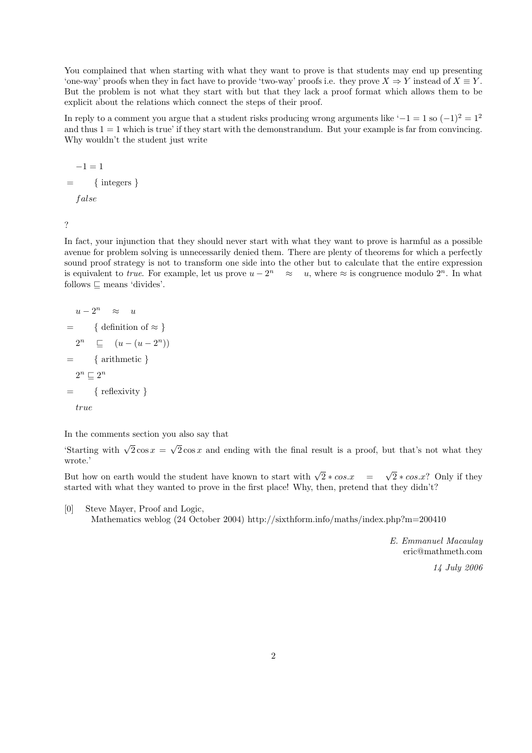You complained that when starting with what they want to prove is that students may end up presenting 'one-way' proofs when they in fact have to provide 'two-way' proofs i.e. they prove $X \Rightarrow Y$ instead of $X \equiv Y$. But the problem is not what they start with but that they lack a proof format which allows them to be explicit about the relations which connect the steps of their proof.

In reply to a comment you argue that a student risks producing wrong arguments like '$-1 = 1$ so $(-1)^2 = 1^2$ and thus $1 = 1$ which is true' if they start with the demonstrandum. But your example is far from convincing. Why wouldn't the student just write

$$
\begin{array}{ll}
 & -1 = 1 \\
= & \quad \{ \text{ integers } \} \\
 & false
\end{array}
$$

?

In fact, your injunction that they should never start with what they want to prove is harmful as a possible avenue for problem solving is unnecessarily denied them. There are plenty of theorems for which a perfectly sound proof strategy is not to transform one side into the other but to calculate that the entire expression is equivalent to *true*. For example, let us prove $u - 2^n \quad \approx \quad u$, where $\approx$ is congruence modulo $2^n$. In what follows $\sqsubseteq$ means 'divides'.

$$
\begin{array}{ll}
 & u - 2^n \quad \approx \quad u \\
= & \quad \{ \text{ definition of } \approx \} \\
 & 2^n \quad \sqsubseteq \quad (u - (u - 2^n)) \\
= & \quad \{ \text{ arithmetic } \} \\
 & 2^n \sqsubseteq 2^n \\
= & \quad \{ \text{ reflexivity } \} \\
 & true
\end{array}
$$

In the comments section you also say that

'Starting with $\sqrt{2} \cos x = \sqrt{2} \cos x$ and ending with the final result is a proof, but that's not what they wrote.'

But how on earth would the student have known to start with $\sqrt{2} * cos.x \quad = \quad \sqrt{2} * cos.x$? Only if they started with what they wanted to prove in the first place! Why, then, pretend that they didn't?

[0] Steve Mayer, Proof and Logic,
Mathematics weblog (24 October 2004) http://sixthform.info/maths/index.php?m=200410

*E. Emmanuel Macaulay*
eric@mathmeth.com

*14 July 2006*